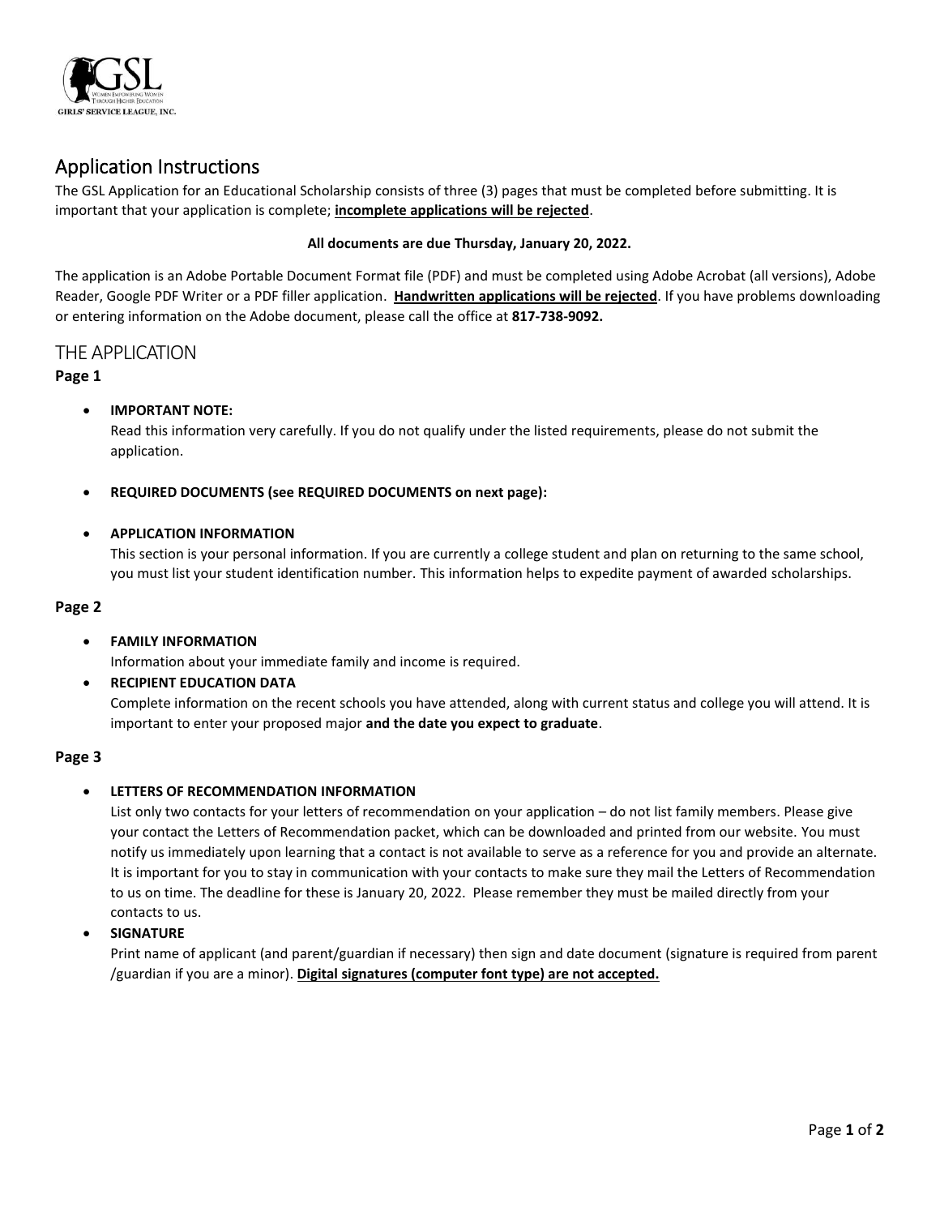GSL

WOMEN EMPOWERING WOMEN THROUGH HIGHER EDUCATION

GIRLS' SERVICE LEAGUE, INC.

## Application Instructions

The GSL Application for an Educational Scholarship consists of three (3) pages that must be completed before submitting. It is important that your application is complete; **incomplete applications will be rejected**.

**All documents are due Thursday, January 20, 2022.**

The application is an Adobe Portable Document Format file (PDF) and must be completed using Adobe Acrobat (all versions), Adobe Reader, Google PDF Writer or a PDF filler application. **Handwritten applications will be rejected**. If you have problems downloading or entering information on the Adobe document, please call the office at **817-738-9092.**

## THE APPLICATION

### Page 1

- **IMPORTANT NOTE:**
  Read this information very carefully. If you do not qualify under the listed requirements, please do not submit the application.

- **REQUIRED DOCUMENTS (see REQUIRED DOCUMENTS on next page):**

- **APPLICATION INFORMATION**
  This section is your personal information. If you are currently a college student and plan on returning to the same school, you must list your student identification number. This information helps to expedite payment of awarded scholarships.

### Page 2

- **FAMILY INFORMATION**
  Information about your immediate family and income is required.
- **RECIPIENT EDUCATION DATA**
  Complete information on the recent schools you have attended, along with current status and college you will attend. It is important to enter your proposed major **and the date you expect to graduate**.

### Page 3

- **LETTERS OF RECOMMENDATION INFORMATION**
  List only two contacts for your letters of recommendation on your application – do not list family members. Please give your contact the Letters of Recommendation packet, which can be downloaded and printed from our website. You must notify us immediately upon learning that a contact is not available to serve as a reference for you and provide an alternate. It is important for you to stay in communication with your contacts to make sure they mail the Letters of Recommendation to us on time. The deadline for these is January 20, 2022. Please remember they must be mailed directly from your contacts to us.
- **SIGNATURE**
  Print name of applicant (and parent/guardian if necessary) then sign and date document (signature is required from parent /guardian if you are a minor). **Digital signatures (computer font type) are not accepted.**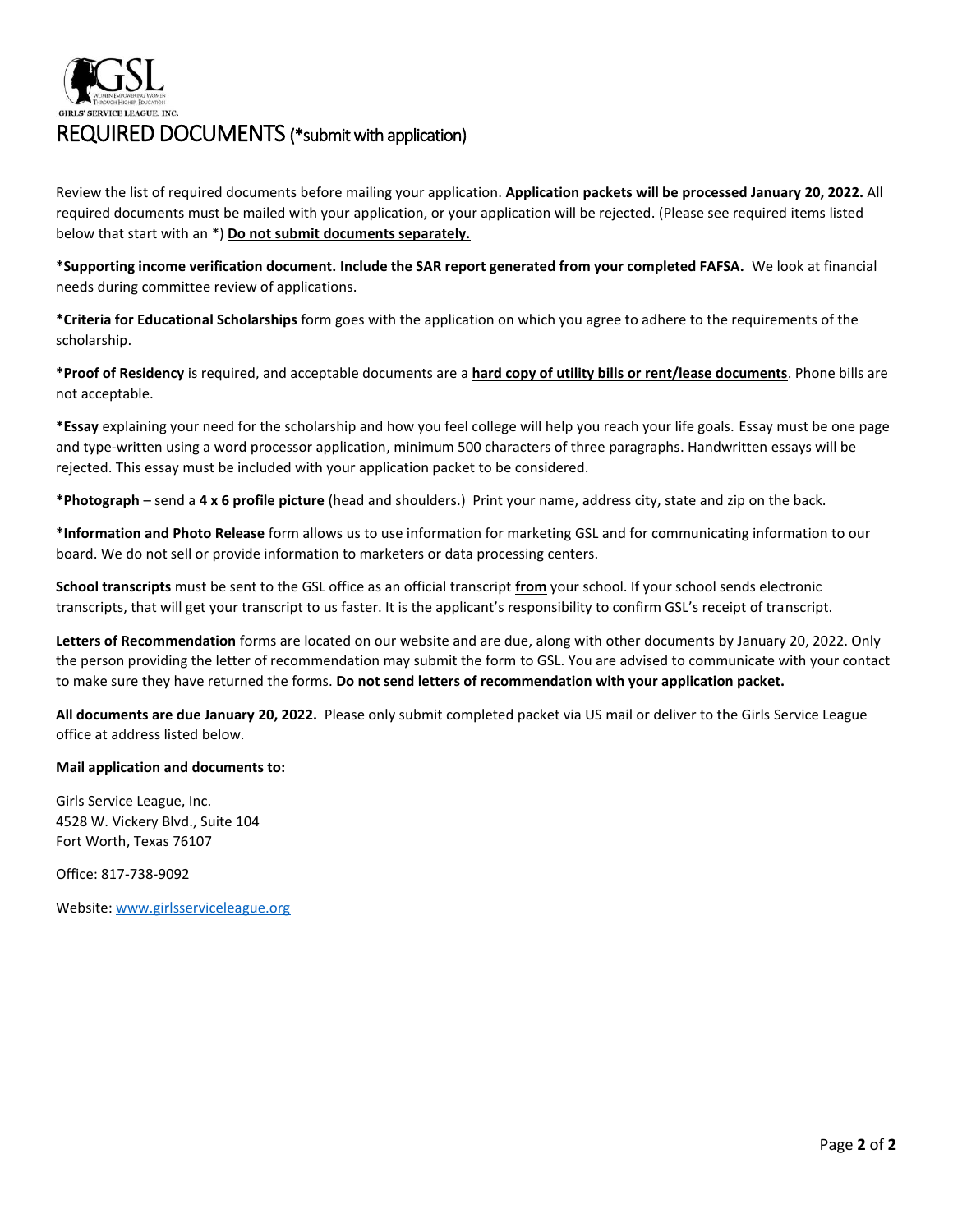GIRLS' SERVICE LEAGUE, INC.

# REQUIRED DOCUMENTS (*submit with application)

Review the list of required documents before mailing your application. **Application packets will be processed January 20, 2022.** All required documents must be mailed with your application, or your application will be rejected. (Please see required items listed below that start with an *) **Do not submit documents separately.**

***Supporting income verification document. Include the SAR report generated from your completed FAFSA.** We look at financial needs during committee review of applications.

***Criteria for Educational Scholarships** form goes with the application on which you agree to adhere to the requirements of the scholarship.

***Proof of Residency** is required, and acceptable documents are a **hard copy of utility bills or rent/lease documents**. Phone bills are not acceptable.

***Essay** explaining your need for the scholarship and how you feel college will help you reach your life goals. Essay must be one page and type-written using a word processor application, minimum 500 characters of three paragraphs. Handwritten essays will be rejected. This essay must be included with your application packet to be considered.

***Photograph** – send a **4 x 6 profile picture** (head and shoulders.) Print your name, address city, state and zip on the back.

***Information and Photo Release** form allows us to use information for marketing GSL and for communicating information to our board. We do not sell or provide information to marketers or data processing centers.

**School transcripts** must be sent to the GSL office as an official transcript **from** your school. If your school sends electronic transcripts, that will get your transcript to us faster. It is the applicant's responsibility to confirm GSL's receipt of transcript.

**Letters of Recommendation** forms are located on our website and are due, along with other documents by January 20, 2022. Only the person providing the letter of recommendation may submit the form to GSL. You are advised to communicate with your contact to make sure they have returned the forms. **Do not send letters of recommendation with your application packet.**

**All documents are due January 20, 2022.** Please only submit completed packet via US mail or deliver to the Girls Service League office at address listed below.

**Mail application and documents to:**

Girls Service League, Inc.
4528 W. Vickery Blvd., Suite 104
Fort Worth, Texas 76107

Office: 817-738-9092

Website: www.girlsserviceleague.org